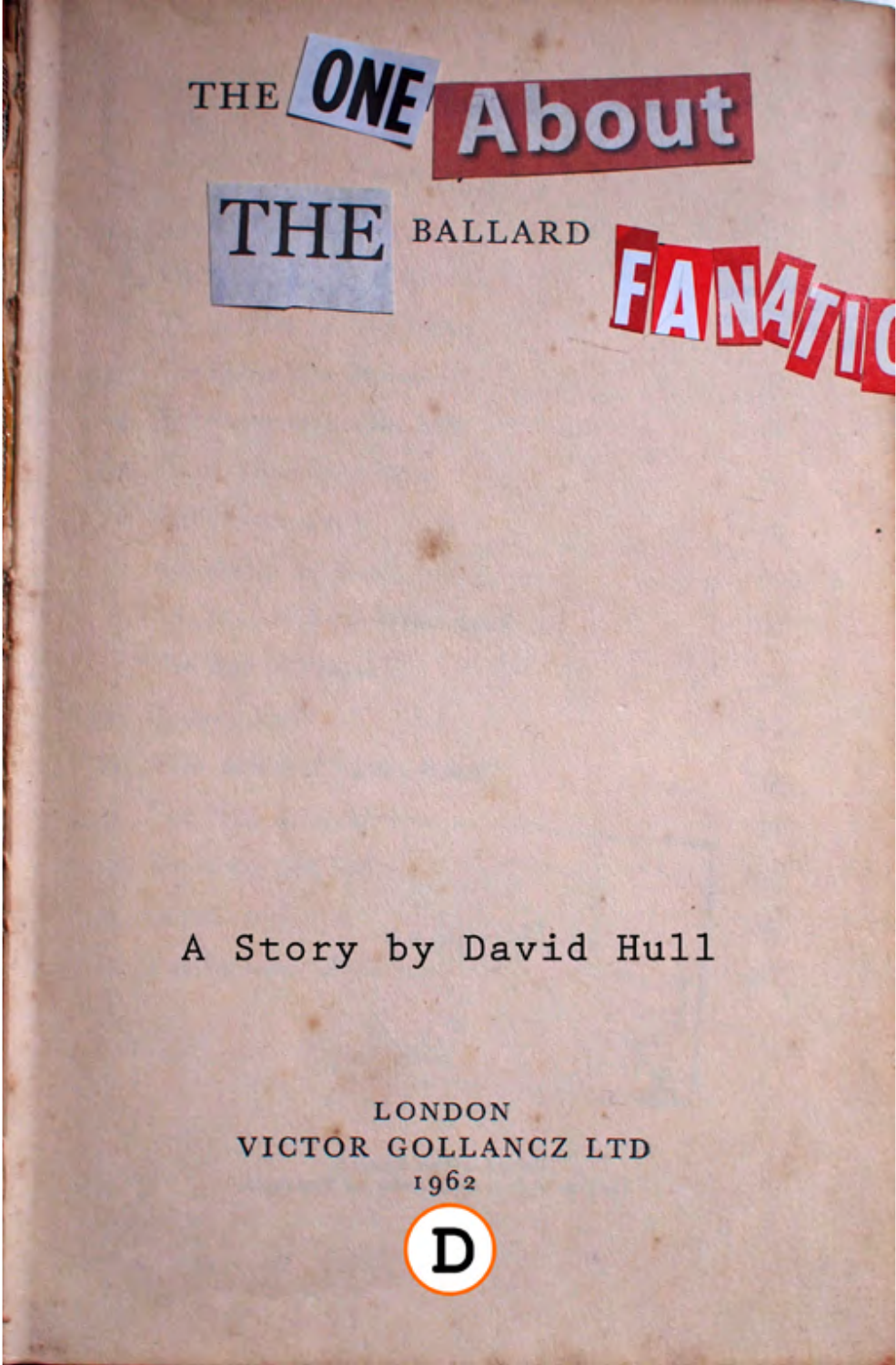# THE ONE About THE BALLARD FANATIC

A Story by David Hull

LONDON
VICTOR GOLLANCZ LTD
1962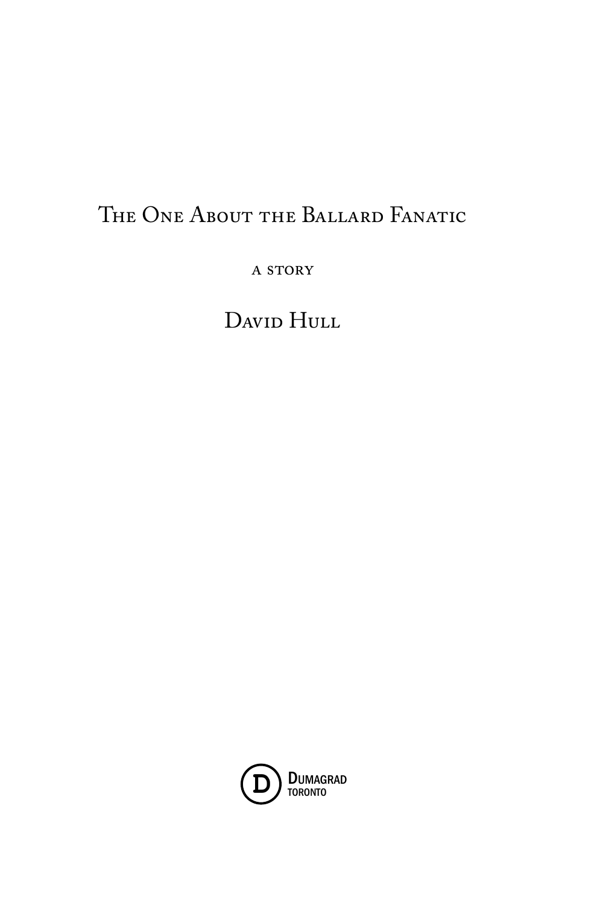# The One About the Ballard Fanatic

a story

David Hull

Dumagrad
Toronto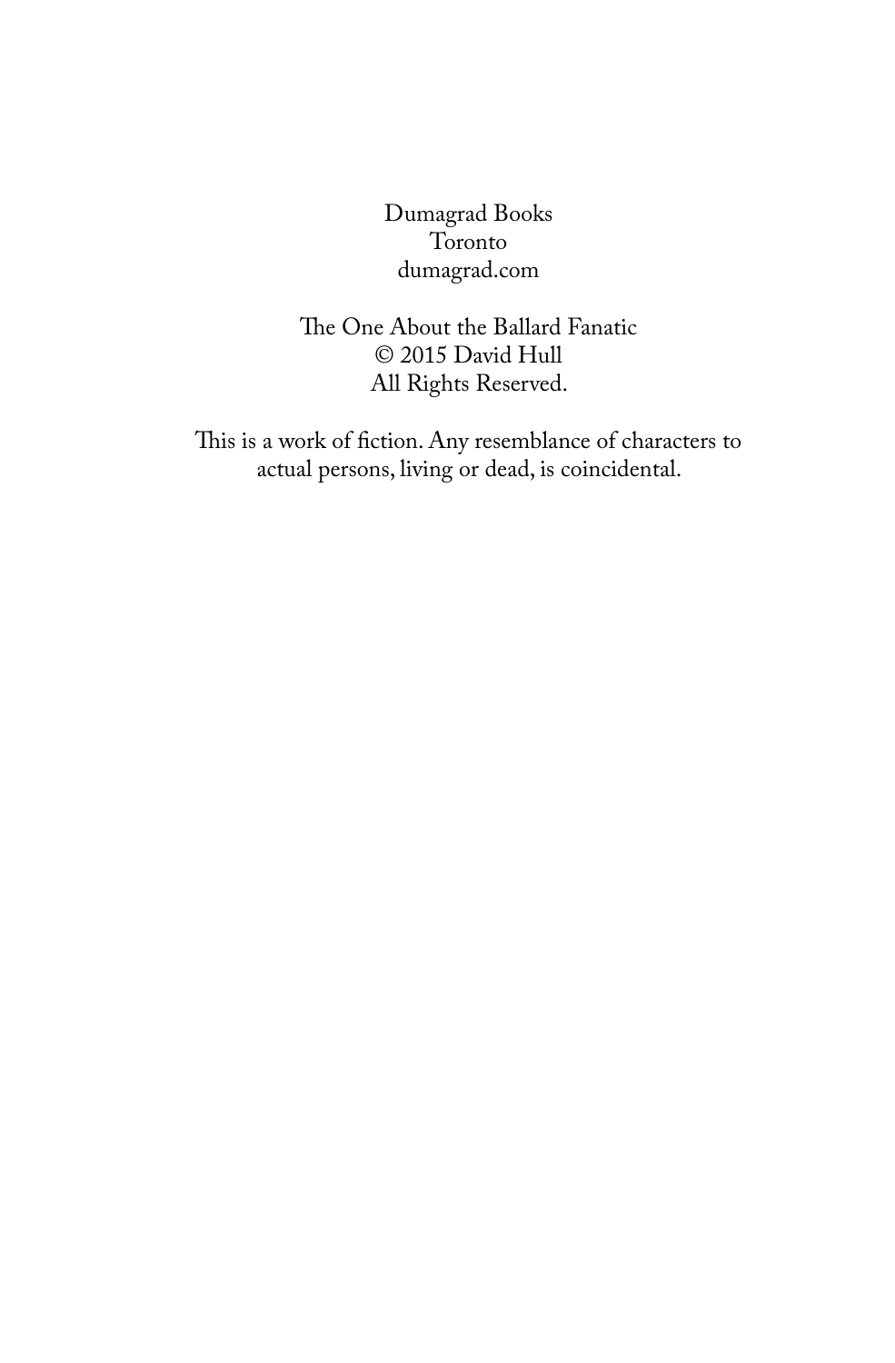Dumagrad Books
Toronto
dumagrad.com

The One About the Ballard Fanatic
© 2015 David Hull
All Rights Reserved.

This is a work of fiction. Any resemblance of characters to actual persons, living or dead, is coincidental.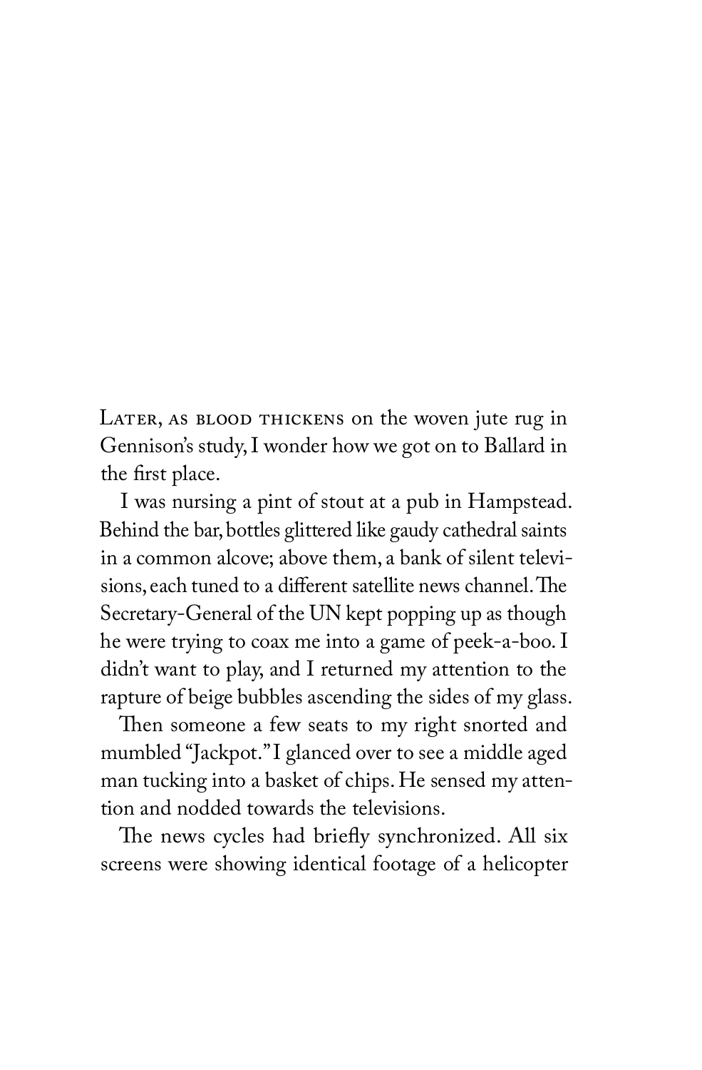Later, as blood thickens on the woven jute rug in Gennison's study, I wonder how we got on to Ballard in the first place.

I was nursing a pint of stout at a pub in Hampstead. Behind the bar, bottles glittered like gaudy cathedral saints in a common alcove; above them, a bank of silent televisions, each tuned to a different satellite news channel. The Secretary-General of the UN kept popping up as though he were trying to coax me into a game of peek-a-boo. I didn't want to play, and I returned my attention to the rapture of beige bubbles ascending the sides of my glass.

Then someone a few seats to my right snorted and mumbled "Jackpot." I glanced over to see a middle aged man tucking into a basket of chips. He sensed my attention and nodded towards the televisions.

The news cycles had briefly synchronized. All six screens were showing identical footage of a helicopter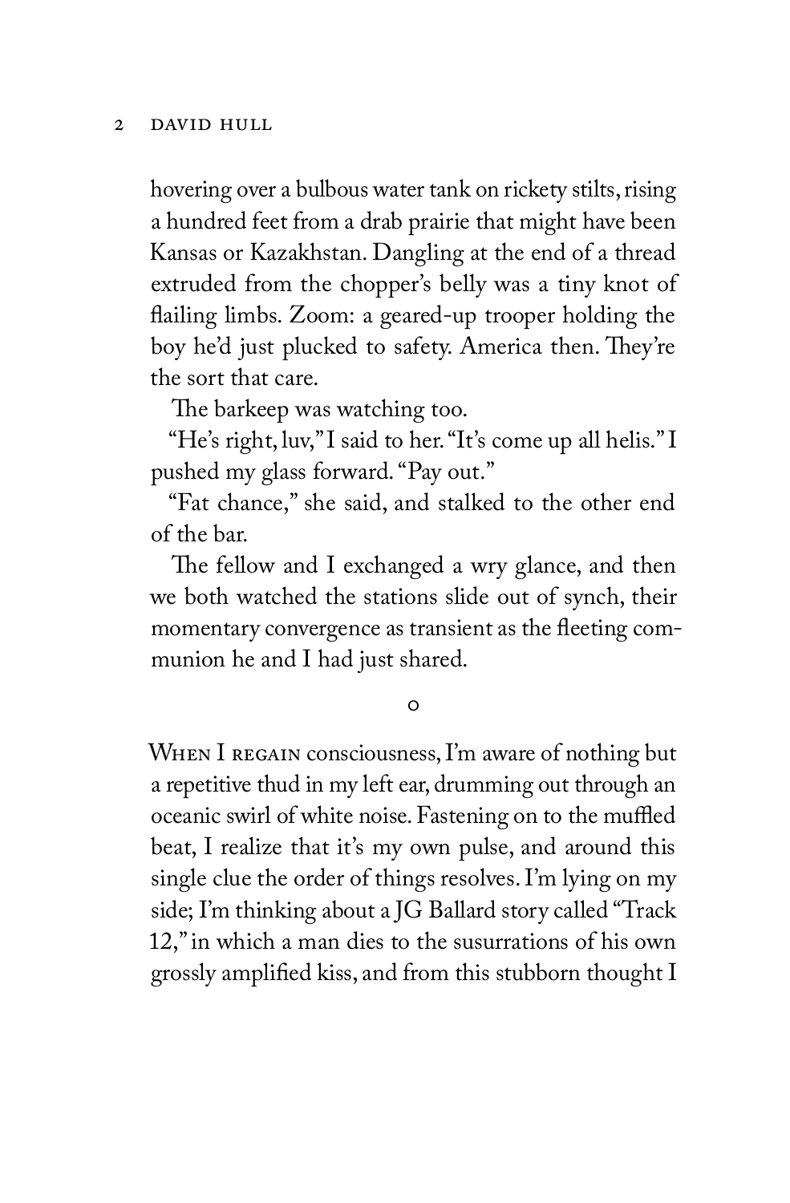hovering over a bulbous water tank on rickety stilts, rising a hundred feet from a drab prairie that might have been Kansas or Kazakhstan. Dangling at the end of a thread extruded from the chopper's belly was a tiny knot of flailing limbs. Zoom: a geared-up trooper holding the boy he'd just plucked to safety. America then. They're the sort that care.

The barkeep was watching too.

"He's right, luv," I said to her. "It's come up all helis." I pushed my glass forward. "Pay out."

"Fat chance," she said, and stalked to the other end of the bar.

The fellow and I exchanged a wry glance, and then we both watched the stations slide out of synch, their momentary convergence as transient as the fleeting communion he and I had just shared.

o

When I regain consciousness, I'm aware of nothing but a repetitive thud in my left ear, drumming out through an oceanic swirl of white noise. Fastening on to the muffled beat, I realize that it's my own pulse, and around this single clue the order of things resolves. I'm lying on my side; I'm thinking about a JG Ballard story called "Track 12," in which a man dies to the susurrations of his own grossly amplified kiss, and from this stubborn thought I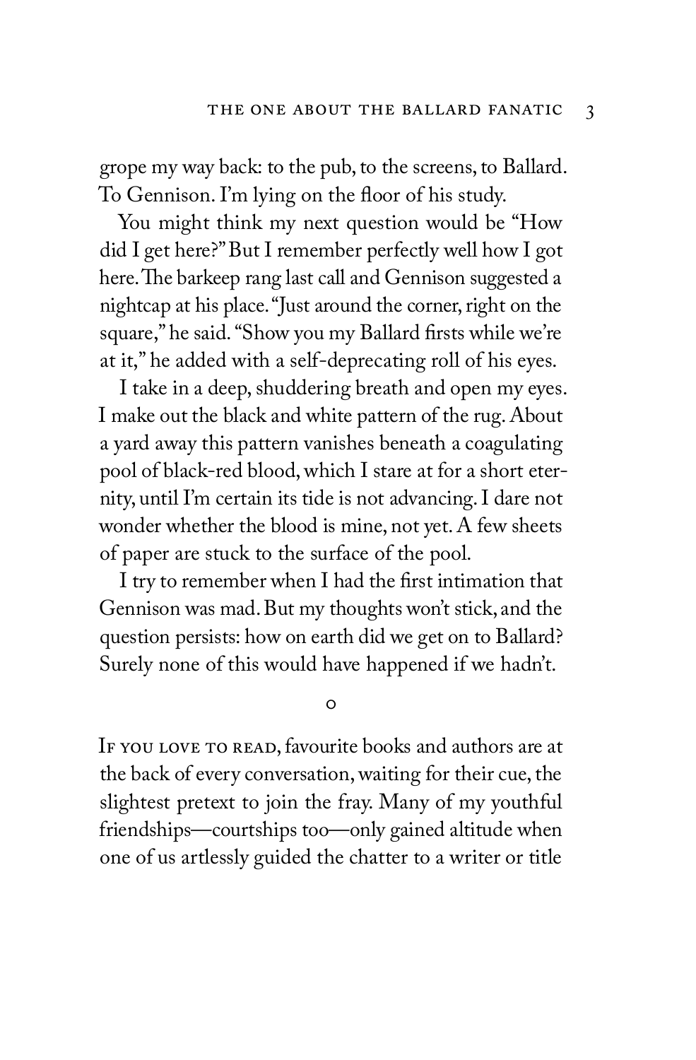grope my way back: to the pub, to the screens, to Ballard. To Gennison. I'm lying on the floor of his study.

You might think my next question would be "How did I get here?" But I remember perfectly well how I got here. The barkeep rang last call and Gennison suggested a nightcap at his place. "Just around the corner, right on the square," he said. "Show you my Ballard firsts while we're at it," he added with a self-deprecating roll of his eyes.

I take in a deep, shuddering breath and open my eyes. I make out the black and white pattern of the rug. About a yard away this pattern vanishes beneath a coagulating pool of black-red blood, which I stare at for a short eternity, until I'm certain its tide is not advancing. I dare not wonder whether the blood is mine, not yet. A few sheets of paper are stuck to the surface of the pool.

I try to remember when I had the first intimation that Gennison was mad. But my thoughts won't stick, and the question persists: how on earth did we get on to Ballard? Surely none of this would have happened if we hadn't.

o

If you love to read, favourite books and authors are at the back of every conversation, waiting for their cue, the slightest pretext to join the fray. Many of my youthful friendships—courtships too—only gained altitude when one of us artlessly guided the chatter to a writer or title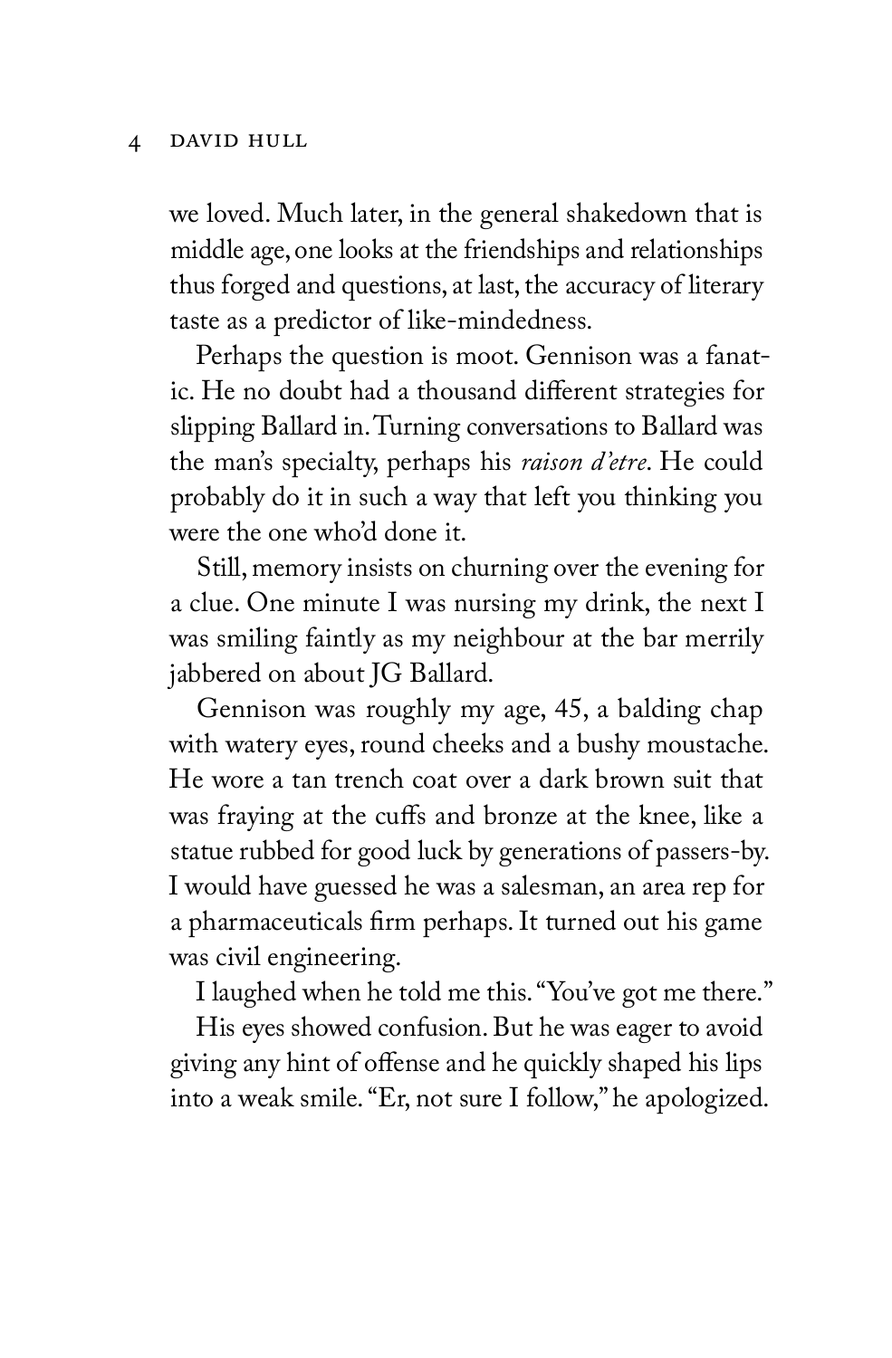we loved. Much later, in the general shakedown that is middle age, one looks at the friendships and relationships thus forged and questions, at last, the accuracy of literary taste as a predictor of like-mindedness.

Perhaps the question is moot. Gennison was a fanatic. He no doubt had a thousand different strategies for slipping Ballard in. Turning conversations to Ballard was the man's specialty, perhaps his *raison d'etre*. He could probably do it in such a way that left you thinking you were the one who'd done it.

Still, memory insists on churning over the evening for a clue. One minute I was nursing my drink, the next I was smiling faintly as my neighbour at the bar merrily jabbered on about JG Ballard.

Gennison was roughly my age, 45, a balding chap with watery eyes, round cheeks and a bushy moustache. He wore a tan trench coat over a dark brown suit that was fraying at the cuffs and bronze at the knee, like a statue rubbed for good luck by generations of passers-by. I would have guessed he was a salesman, an area rep for a pharmaceuticals firm perhaps. It turned out his game was civil engineering.

I laughed when he told me this. "You've got me there."

His eyes showed confusion. But he was eager to avoid giving any hint of offense and he quickly shaped his lips into a weak smile. "Er, not sure I follow," he apologized.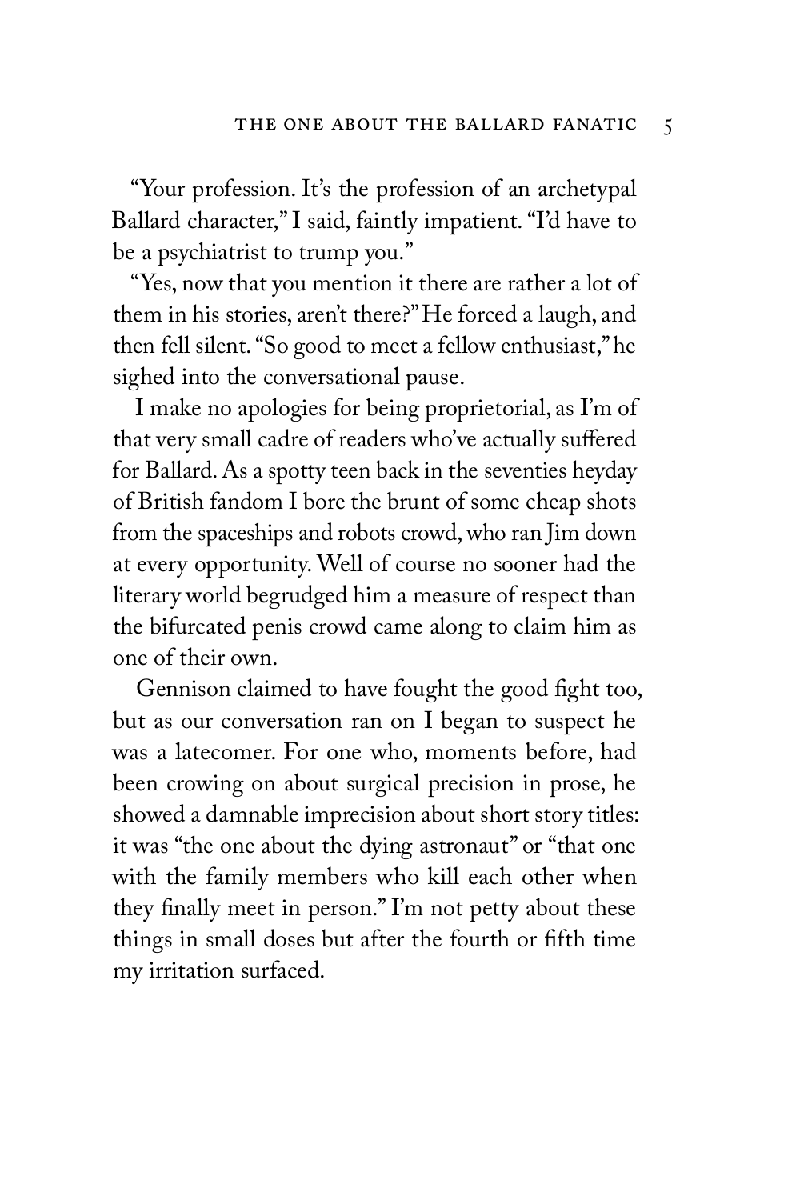"Your profession. It's the profession of an archetypal Ballard character," I said, faintly impatient. "I'd have to be a psychiatrist to trump you."

"Yes, now that you mention it there are rather a lot of them in his stories, aren't there?" He forced a laugh, and then fell silent. "So good to meet a fellow enthusiast," he sighed into the conversational pause.

I make no apologies for being proprietorial, as I'm of that very small cadre of readers who've actually suffered for Ballard. As a spotty teen back in the seventies heyday of British fandom I bore the brunt of some cheap shots from the spaceships and robots crowd, who ran Jim down at every opportunity. Well of course no sooner had the literary world begrudged him a measure of respect than the bifurcated penis crowd came along to claim him as one of their own.

Gennison claimed to have fought the good fight too, but as our conversation ran on I began to suspect he was a latecomer. For one who, moments before, had been crowing on about surgical precision in prose, he showed a damnable imprecision about short story titles: it was "the one about the dying astronaut" or "that one with the family members who kill each other when they finally meet in person." I'm not petty about these things in small doses but after the fourth or fifth time my irritation surfaced.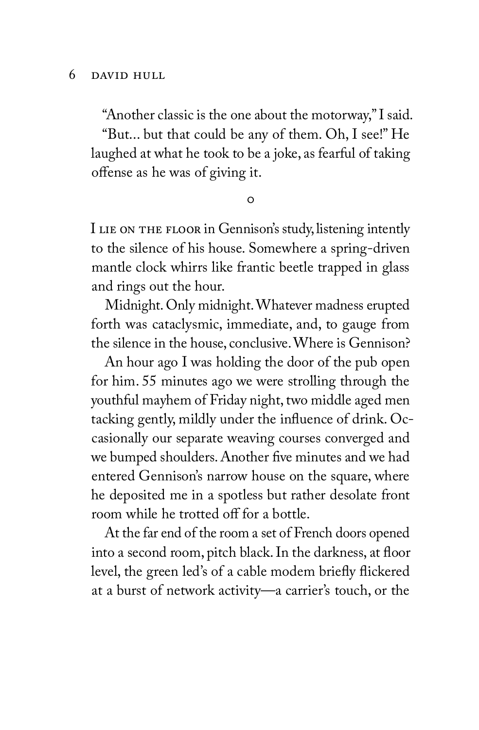"Another classic is the one about the motorway," I said.

"But... but that could be any of them. Oh, I see!" He laughed at what he took to be a joke, as fearful of taking offense as he was of giving it.

o

I LIE ON THE FLOOR in Gennison's study, listening intently to the silence of his house. Somewhere a spring-driven mantle clock whirrs like frantic beetle trapped in glass and rings out the hour.

Midnight. Only midnight. Whatever madness erupted forth was cataclysmic, immediate, and, to gauge from the silence in the house, conclusive. Where is Gennison?

An hour ago I was holding the door of the pub open for him. 55 minutes ago we were strolling through the youthful mayhem of Friday night, two middle aged men tacking gently, mildly under the influence of drink. Occasionally our separate weaving courses converged and we bumped shoulders. Another five minutes and we had entered Gennison's narrow house on the square, where he deposited me in a spotless but rather desolate front room while he trotted off for a bottle.

At the far end of the room a set of French doors opened into a second room, pitch black. In the darkness, at floor level, the green led's of a cable modem briefly flickered at a burst of network activity—a carrier's touch, or the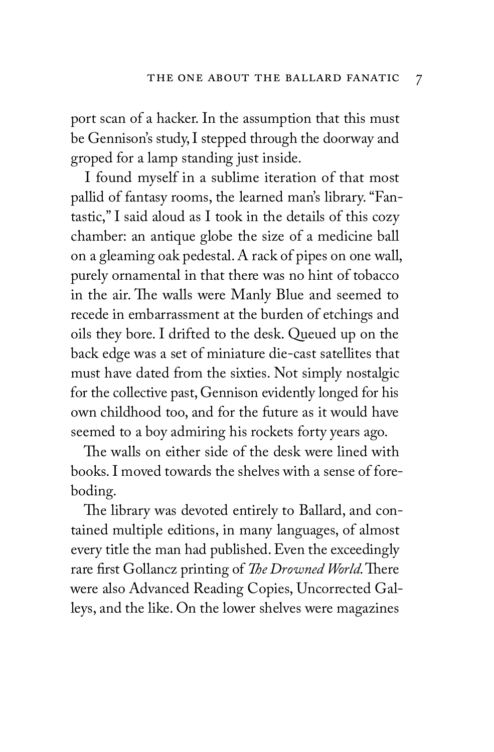port scan of a hacker. In the assumption that this must be Gennison's study, I stepped through the doorway and groped for a lamp standing just inside.

I found myself in a sublime iteration of that most pallid of fantasy rooms, the learned man's library. "Fantastic," I said aloud as I took in the details of this cozy chamber: an antique globe the size of a medicine ball on a gleaming oak pedestal. A rack of pipes on one wall, purely ornamental in that there was no hint of tobacco in the air. The walls were Manly Blue and seemed to recede in embarrassment at the burden of etchings and oils they bore. I drifted to the desk. Queued up on the back edge was a set of miniature die-cast satellites that must have dated from the sixties. Not simply nostalgic for the collective past, Gennison evidently longed for his own childhood too, and for the future as it would have seemed to a boy admiring his rockets forty years ago.

The walls on either side of the desk were lined with books. I moved towards the shelves with a sense of foreboding.

The library was devoted entirely to Ballard, and contained multiple editions, in many languages, of almost every title the man had published. Even the exceedingly rare first Gollancz printing of *The Drowned World*. There were also Advanced Reading Copies, Uncorrected Galleys, and the like. On the lower shelves were magazines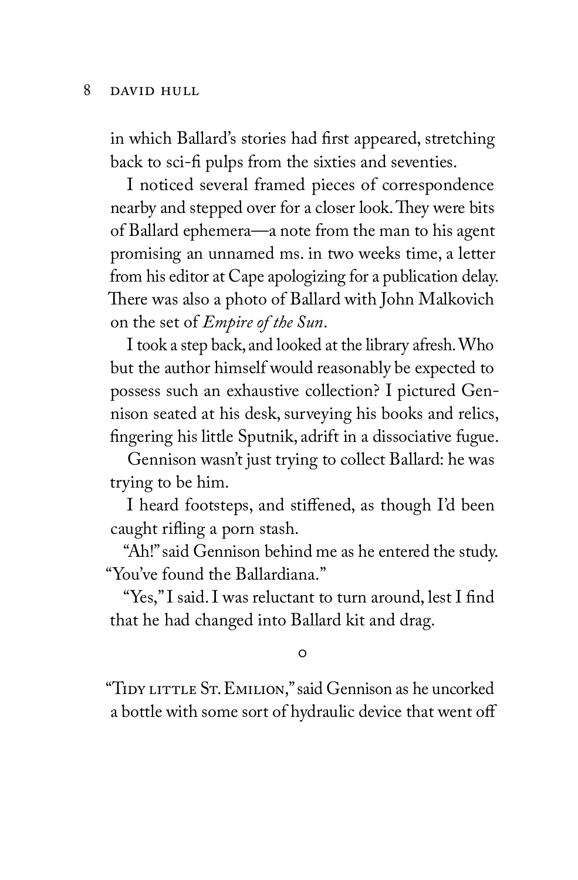in which Ballard's stories had first appeared, stretching back to sci-fi pulps from the sixties and seventies.

I noticed several framed pieces of correspondence nearby and stepped over for a closer look. They were bits of Ballard ephemera—a note from the man to his agent promising an unnamed ms. in two weeks time, a letter from his editor at Cape apologizing for a publication delay. There was also a photo of Ballard with John Malkovich on the set of *Empire of the Sun*.

I took a step back, and looked at the library afresh. Who but the author himself would reasonably be expected to possess such an exhaustive collection? I pictured Gennison seated at his desk, surveying his books and relics, fingering his little Sputnik, adrift in a dissociative fugue.

Gennison wasn't just trying to collect Ballard: he was trying to be him.

I heard footsteps, and stiffened, as though I'd been caught rifling a porn stash.

"Ah!" said Gennison behind me as he entered the study. "You've found the Ballardiana."

"Yes," I said. I was reluctant to turn around, lest I find that he had changed into Ballard kit and drag.

○

"Tidy little St. Emilion," said Gennison as he uncorked a bottle with some sort of hydraulic device that went off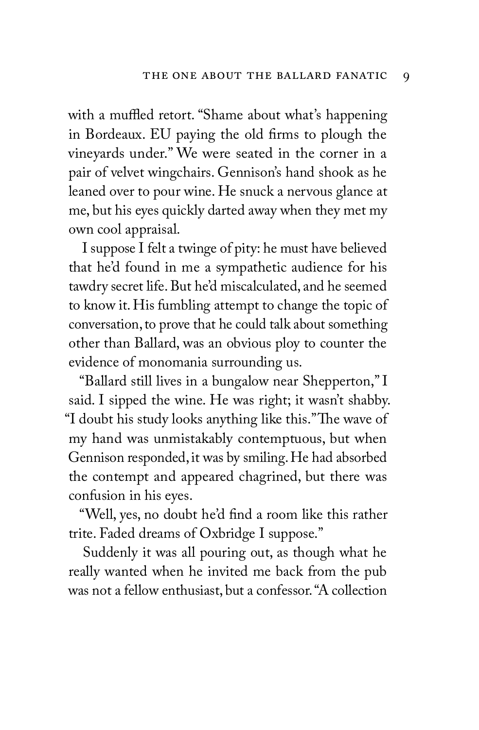with a muffled retort. "Shame about what's happening in Bordeaux. EU paying the old firms to plough the vineyards under." We were seated in the corner in a pair of velvet wingchairs. Gennison's hand shook as he leaned over to pour wine. He snuck a nervous glance at me, but his eyes quickly darted away when they met my own cool appraisal.

I suppose I felt a twinge of pity: he must have believed that he'd found in me a sympathetic audience for his tawdry secret life. But he'd miscalculated, and he seemed to know it. His fumbling attempt to change the topic of conversation, to prove that he could talk about something other than Ballard, was an obvious ploy to counter the evidence of monomania surrounding us.

"Ballard still lives in a bungalow near Shepperton," I said. I sipped the wine. He was right; it wasn't shabby. "I doubt his study looks anything like this." The wave of my hand was unmistakably contemptuous, but when Gennison responded, it was by smiling. He had absorbed the contempt and appeared chagrined, but there was confusion in his eyes.

"Well, yes, no doubt he'd find a room like this rather trite. Faded dreams of Oxbridge I suppose."

Suddenly it was all pouring out, as though what he really wanted when he invited me back from the pub was not a fellow enthusiast, but a confessor. "A collection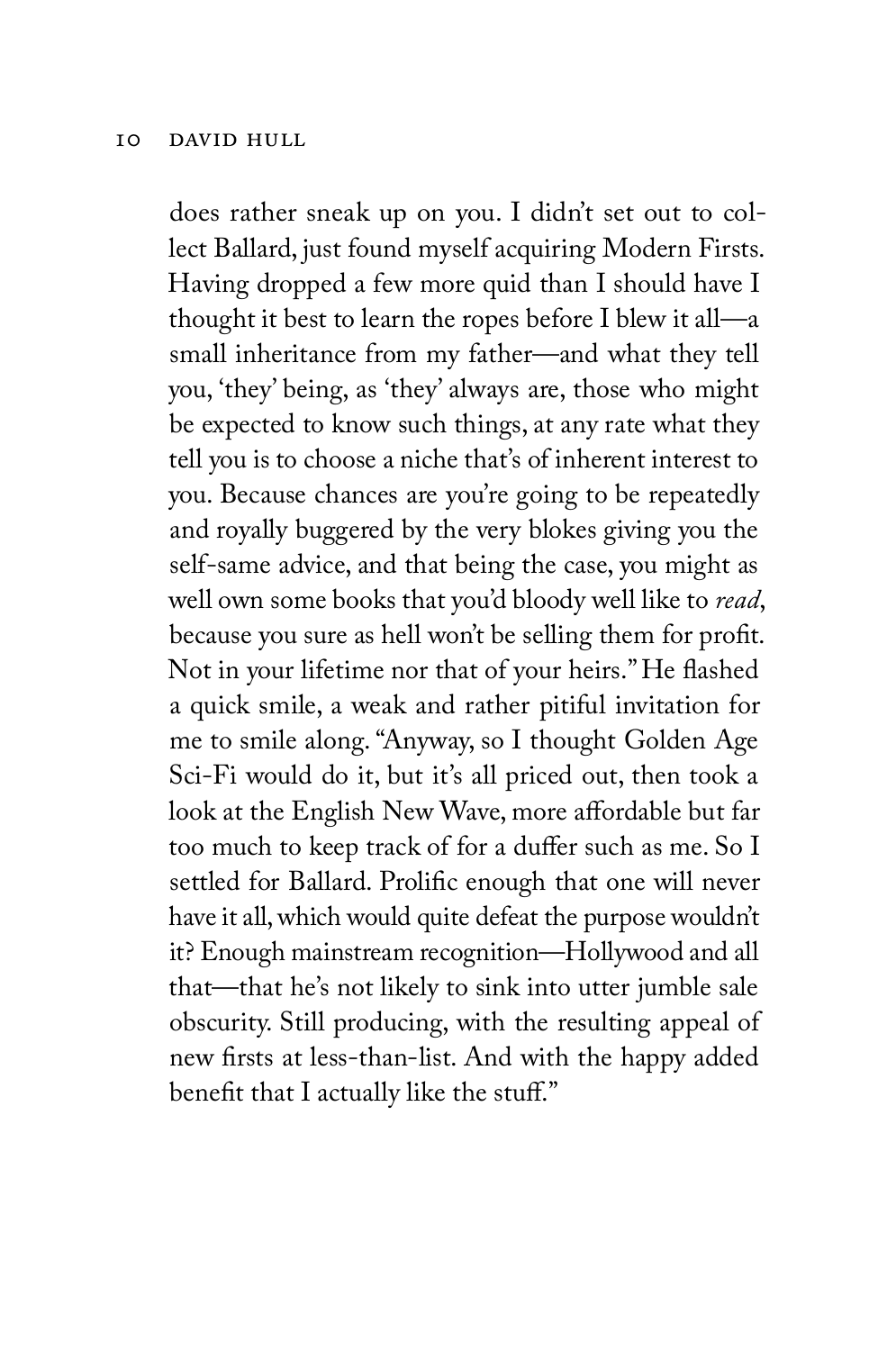does rather sneak up on you. I didn't set out to collect Ballard, just found myself acquiring Modern Firsts. Having dropped a few more quid than I should have I thought it best to learn the ropes before I blew it all—a small inheritance from my father—and what they tell you, 'they' being, as 'they' always are, those who might be expected to know such things, at any rate what they tell you is to choose a niche that's of inherent interest to you. Because chances are you're going to be repeatedly and royally buggered by the very blokes giving you the self-same advice, and that being the case, you might as well own some books that you'd bloody well like to *read*, because you sure as hell won't be selling them for profit. Not in your lifetime nor that of your heirs." He flashed a quick smile, a weak and rather pitiful invitation for me to smile along. "Anyway, so I thought Golden Age Sci-Fi would do it, but it's all priced out, then took a look at the English New Wave, more affordable but far too much to keep track of for a duffer such as me. So I settled for Ballard. Prolific enough that one will never have it all, which would quite defeat the purpose wouldn't it? Enough mainstream recognition—Hollywood and all that—that he's not likely to sink into utter jumble sale obscurity. Still producing, with the resulting appeal of new firsts at less-than-list. And with the happy added benefit that I actually like the stuff."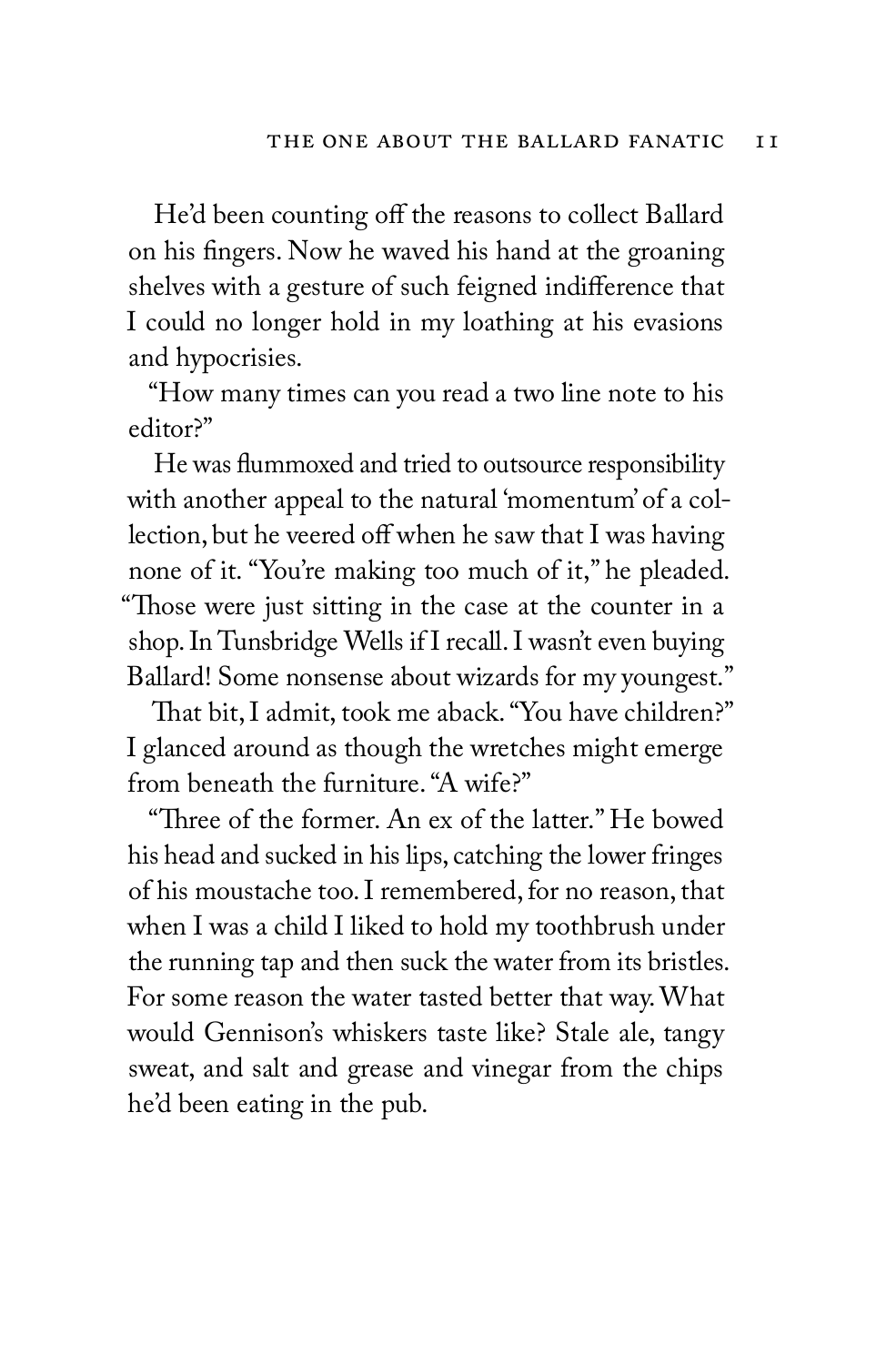He'd been counting off the reasons to collect Ballard on his fingers. Now he waved his hand at the groaning shelves with a gesture of such feigned indifference that I could no longer hold in my loathing at his evasions and hypocrisies.

"How many times can you read a two line note to his editor?"

He was flummoxed and tried to outsource responsibility with another appeal to the natural 'momentum' of a collection, but he veered off when he saw that I was having none of it. "You're making too much of it," he pleaded. "Those were just sitting in the case at the counter in a shop. In Tunsbridge Wells if I recall. I wasn't even buying Ballard! Some nonsense about wizards for my youngest."

That bit, I admit, took me aback. "You have children?" I glanced around as though the wretches might emerge from beneath the furniture. "A wife?"

"Three of the former. An ex of the latter." He bowed his head and sucked in his lips, catching the lower fringes of his moustache too. I remembered, for no reason, that when I was a child I liked to hold my toothbrush under the running tap and then suck the water from its bristles. For some reason the water tasted better that way. What would Gennison's whiskers taste like? Stale ale, tangy sweat, and salt and grease and vinegar from the chips he'd been eating in the pub.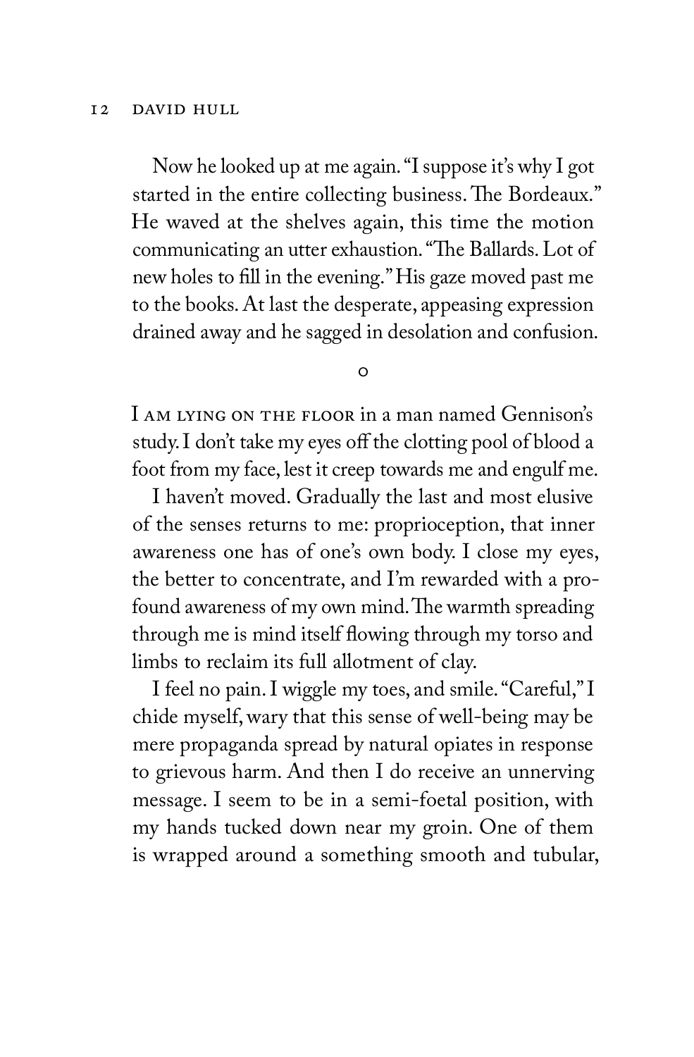Now he looked up at me again. "I suppose it's why I got started in the entire collecting business. The Bordeaux." He waved at the shelves again, this time the motion communicating an utter exhaustion. "The Ballards. Lot of new holes to fill in the evening." His gaze moved past me to the books. At last the desperate, appeasing expression drained away and he sagged in desolation and confusion.

o

I AM LYING ON THE FLOOR in a man named Gennison's study. I don't take my eyes off the clotting pool of blood a foot from my face, lest it creep towards me and engulf me.

I haven't moved. Gradually the last and most elusive of the senses returns to me: proprioception, that inner awareness one has of one's own body. I close my eyes, the better to concentrate, and I'm rewarded with a profound awareness of my own mind. The warmth spreading through me is mind itself flowing through my torso and limbs to reclaim its full allotment of clay.

I feel no pain. I wiggle my toes, and smile. "Careful," I chide myself, wary that this sense of well-being may be mere propaganda spread by natural opiates in response to grievous harm. And then I do receive an unnerving message. I seem to be in a semi-foetal position, with my hands tucked down near my groin. One of them is wrapped around a something smooth and tubular,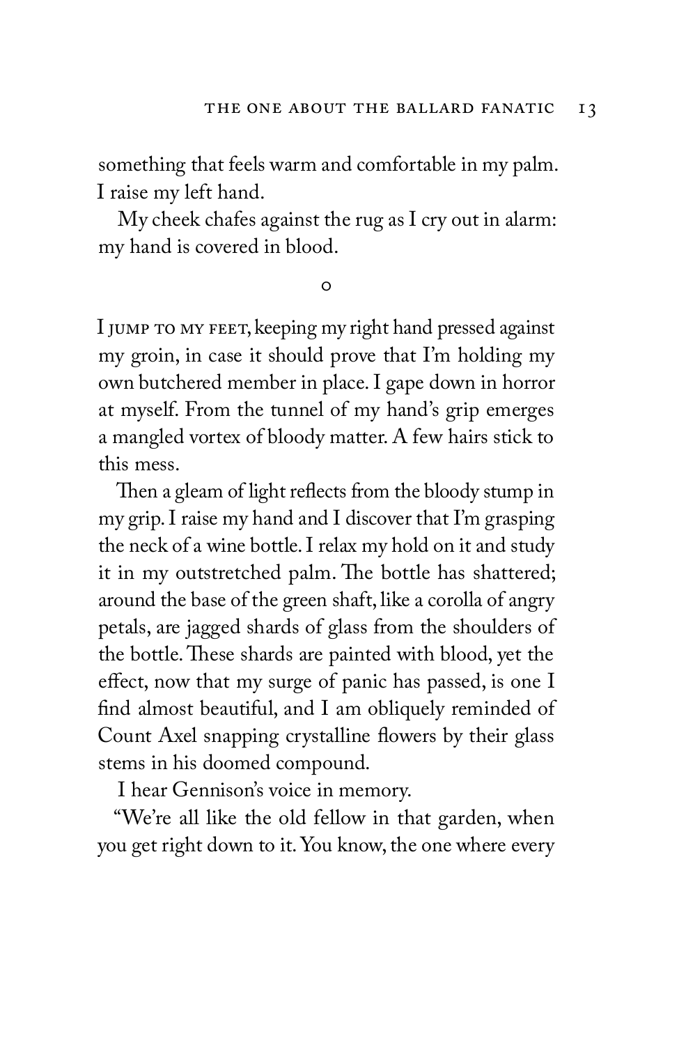something that feels warm and comfortable in my palm. I raise my left hand.

My cheek chafes against the rug as I cry out in alarm: my hand is covered in blood.

o

I JUMP TO MY FEET, keeping my right hand pressed against my groin, in case it should prove that I'm holding my own butchered member in place. I gape down in horror at myself. From the tunnel of my hand's grip emerges a mangled vortex of bloody matter. A few hairs stick to this mess.

Then a gleam of light reflects from the bloody stump in my grip. I raise my hand and I discover that I'm grasping the neck of a wine bottle. I relax my hold on it and study it in my outstretched palm. The bottle has shattered; around the base of the green shaft, like a corolla of angry petals, are jagged shards of glass from the shoulders of the bottle. These shards are painted with blood, yet the effect, now that my surge of panic has passed, is one I find almost beautiful, and I am obliquely reminded of Count Axel snapping crystalline flowers by their glass stems in his doomed compound.

I hear Gennison's voice in memory.

"We're all like the old fellow in that garden, when you get right down to it. You know, the one where every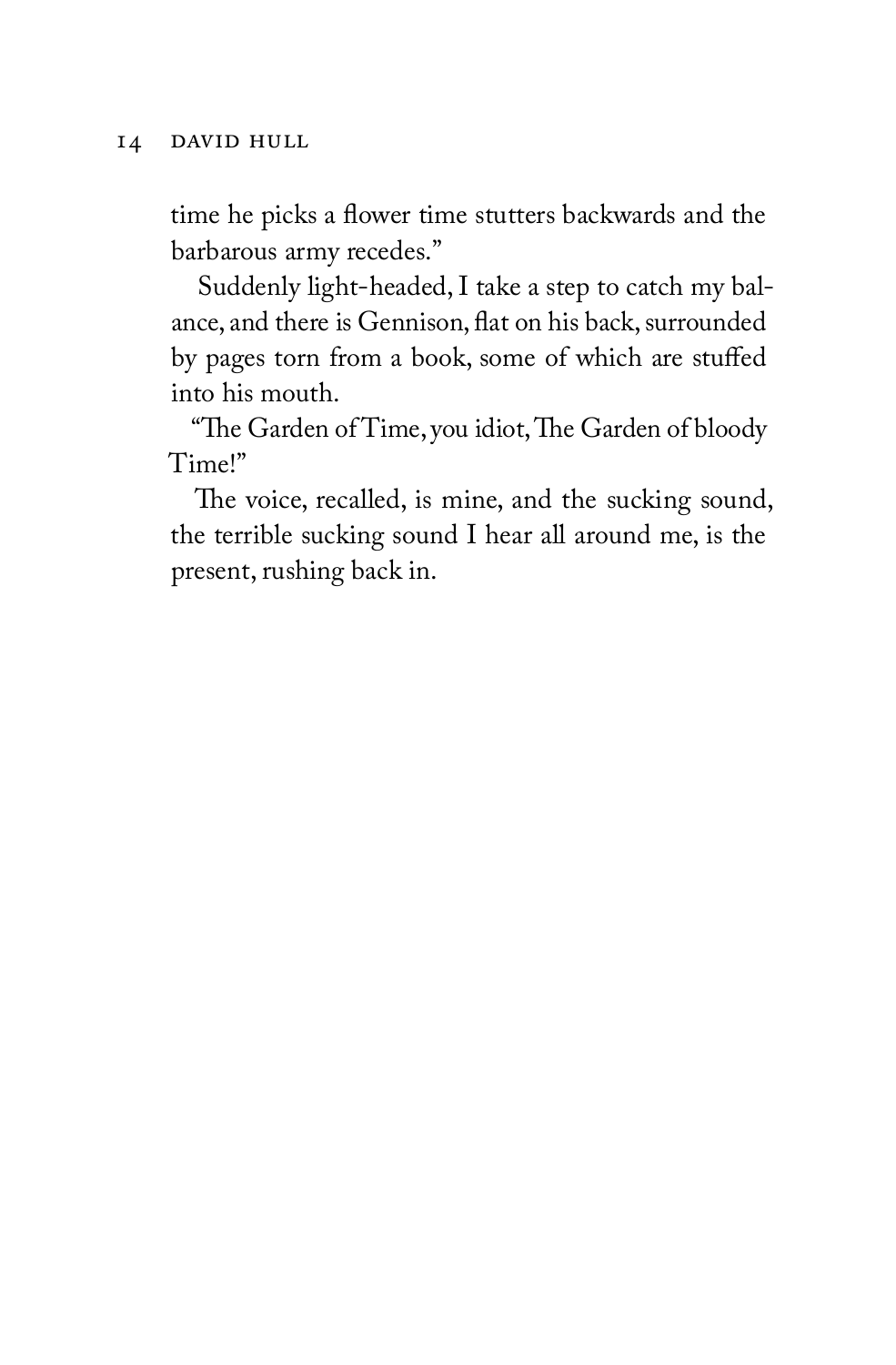time he picks a flower time stutters backwards and the barbarous army recedes."

Suddenly light-headed, I take a step to catch my balance, and there is Gennison, flat on his back, surrounded by pages torn from a book, some of which are stuffed into his mouth.

"The Garden of Time, you idiot, The Garden of bloody Time!"

The voice, recalled, is mine, and the sucking sound, the terrible sucking sound I hear all around me, is the present, rushing back in.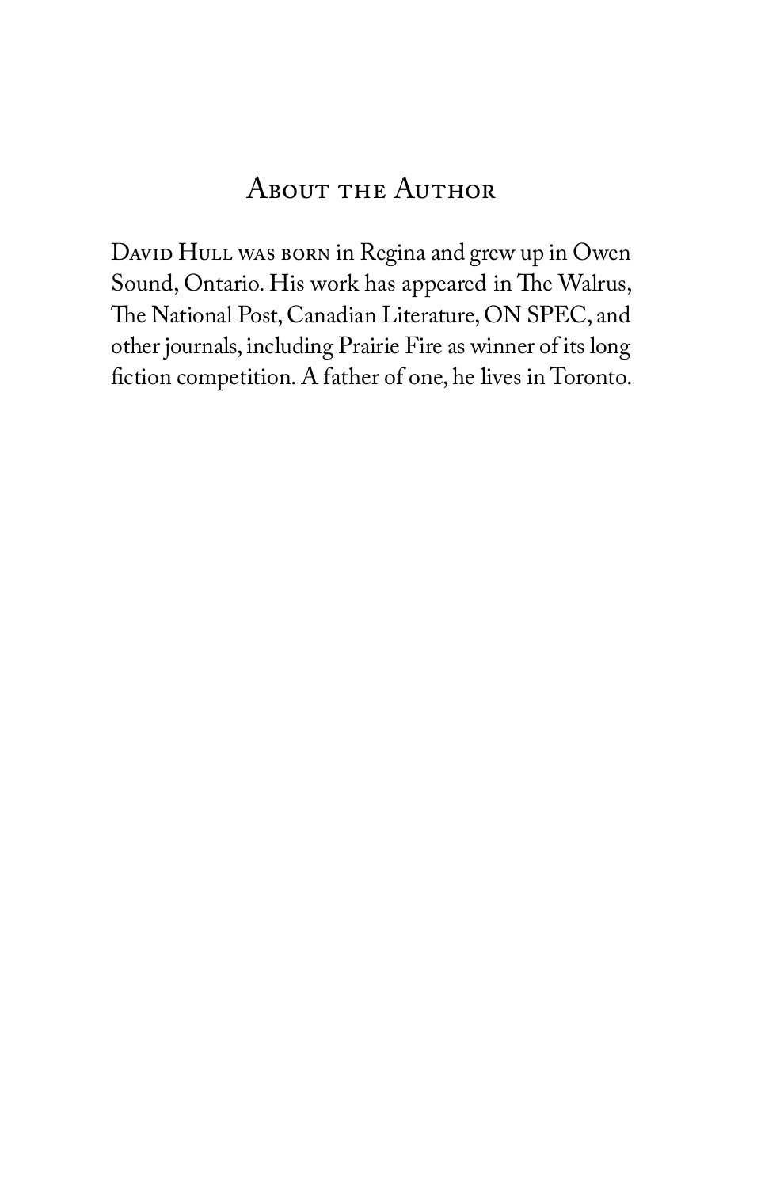## About the Author

David Hull was born in Regina and grew up in Owen Sound, Ontario. His work has appeared in The Walrus, The National Post, Canadian Literature, ON SPEC, and other journals, including Prairie Fire as winner of its long fiction competition. A father of one, he lives in Toronto.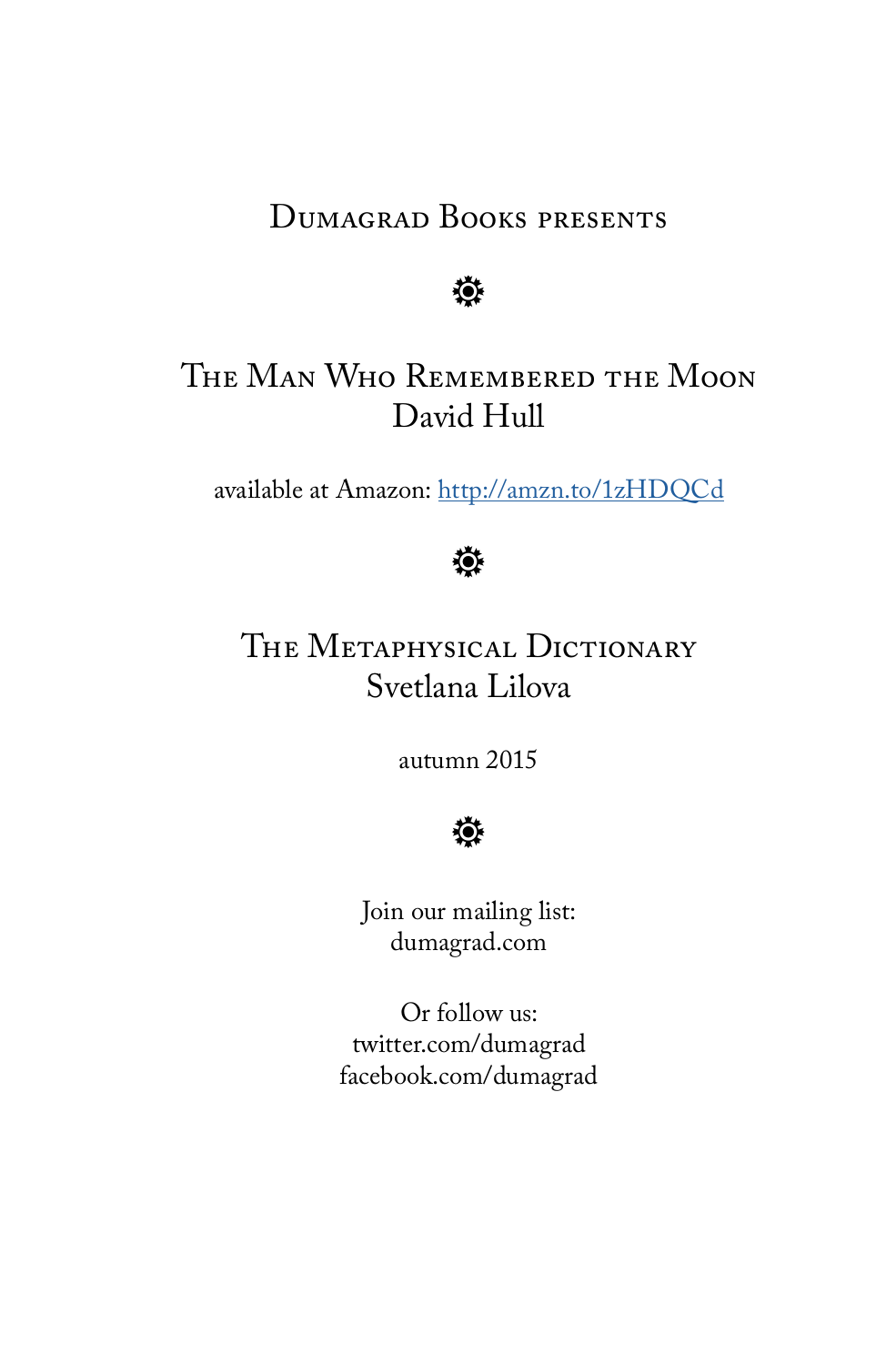Dumagrad Books presents

❂

## The Man Who Remembered the Moon

David Hull

available at Amazon: [http://amzn.to/1zHDQCd](http://amzn.to/1zHDQCd)

❂

## The Metaphysical Dictionary

Svetlana Lilova

autumn 2015

❂

Join our mailing list:
dumagrad.com

Or follow us:
twitter.com/dumagrad
facebook.com/dumagrad